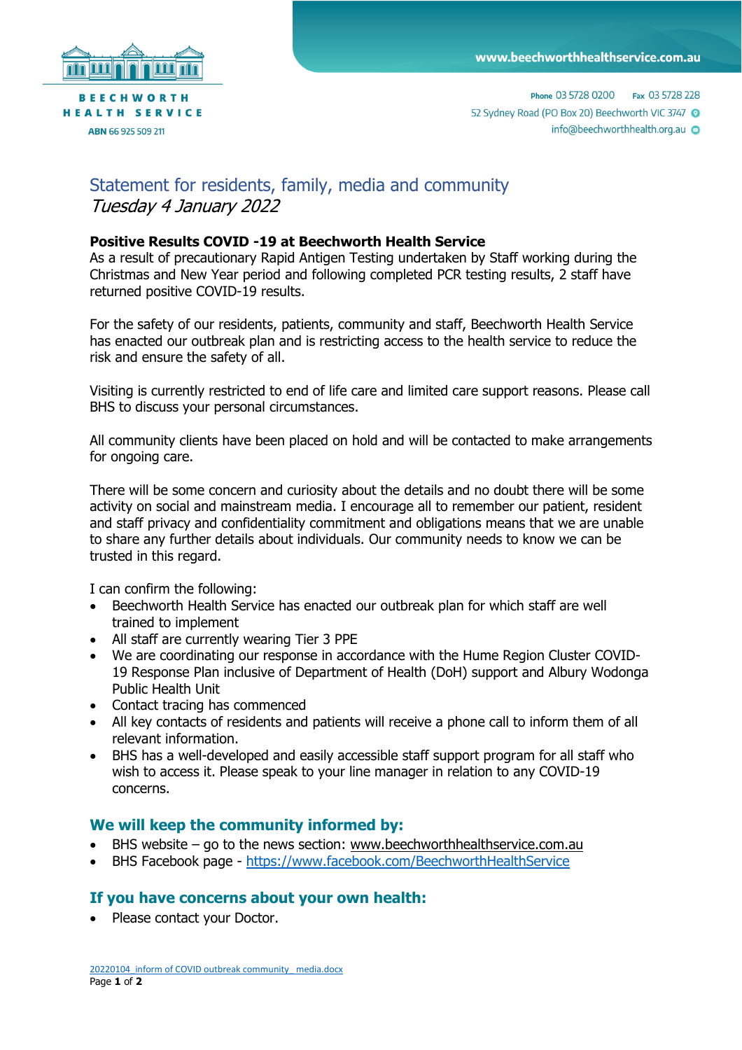BEECHWORTH HEALTH SERVICE

ABN 66 925 509 211

www.beechworthhealthservice.com.au

Phone 03 5728 0200 Fax 03 5728 228

52 Sydney Road (PO Box 20) Beechworth VIC 3747

info@beechworthhealth.org.au

# Statement for residents, family, media and community

*Tuesday 4 January 2022*

**Positive Results COVID -19 at Beechworth Health Service**

As a result of precautionary Rapid Antigen Testing undertaken by Staff working during the Christmas and New Year period and following completed PCR testing results, 2 staff have returned positive COVID-19 results.

For the safety of our residents, patients, community and staff, Beechworth Health Service has enacted our outbreak plan and is restricting access to the health service to reduce the risk and ensure the safety of all.

Visiting is currently restricted to end of life care and limited care support reasons. Please call BHS to discuss your personal circumstances.

All community clients have been placed on hold and will be contacted to make arrangements for ongoing care.

There will be some concern and curiosity about the details and no doubt there will be some activity on social and mainstream media. I encourage all to remember our patient, resident and staff privacy and confidentiality commitment and obligations means that we are unable to share any further details about individuals. Our community needs to know we can be trusted in this regard.

I can confirm the following:

- Beechworth Health Service has enacted our outbreak plan for which staff are well trained to implement
- All staff are currently wearing Tier 3 PPE
- We are coordinating our response in accordance with the Hume Region Cluster COVID-19 Response Plan inclusive of Department of Health (DoH) support and Albury Wodonga Public Health Unit
- Contact tracing has commenced
- All key contacts of residents and patients will receive a phone call to inform them of all relevant information.
- BHS has a well-developed and easily accessible staff support program for all staff who wish to access it. Please speak to your line manager in relation to any COVID-19 concerns.

## We will keep the community informed by:

- BHS website – go to the news section: www.beechworthhealthservice.com.au
- BHS Facebook page - https://www.facebook.com/BeechworthHealthService

## If you have concerns about your own health:

- Please contact your Doctor.

20220104_inform of COVID outbreak community_ media.docx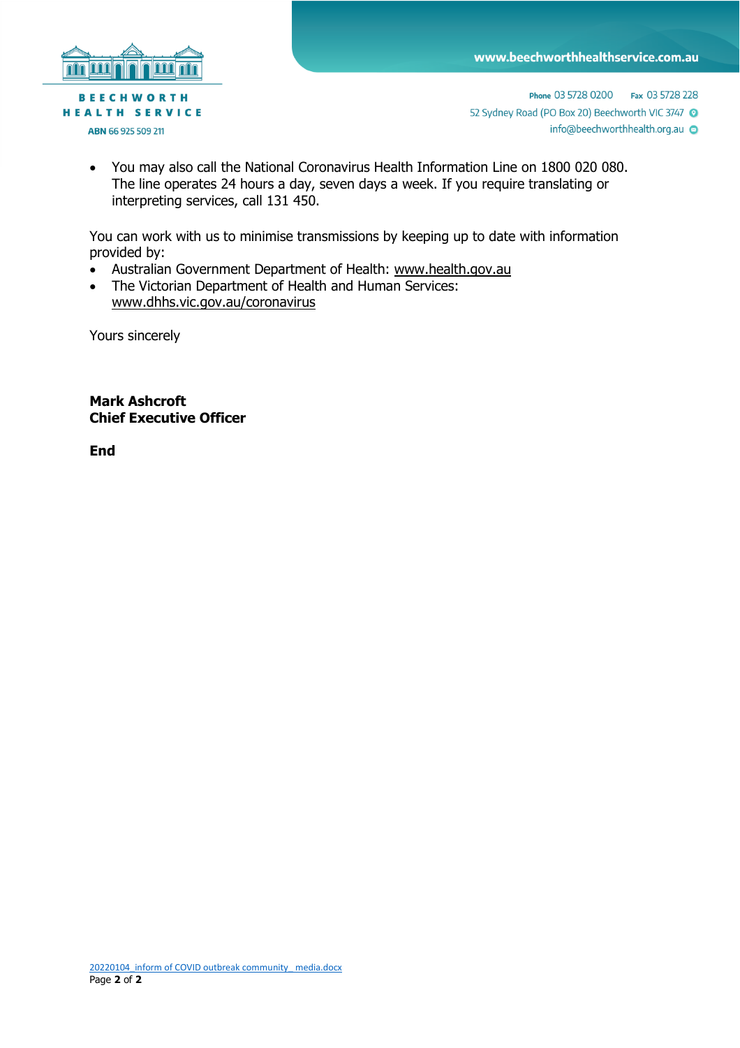- You may also call the National Coronavirus Health Information Line on 1800 020 080. The line operates 24 hours a day, seven days a week. If you require translating or interpreting services, call 131 450.

You can work with us to minimise transmissions by keeping up to date with information provided by:

- Australian Government Department of Health: www.health.gov.au
- The Victorian Department of Health and Human Services: www.dhhs.vic.gov.au/coronavirus

Yours sincerely

**Mark Ashcroft**
**Chief Executive Officer**

**End**